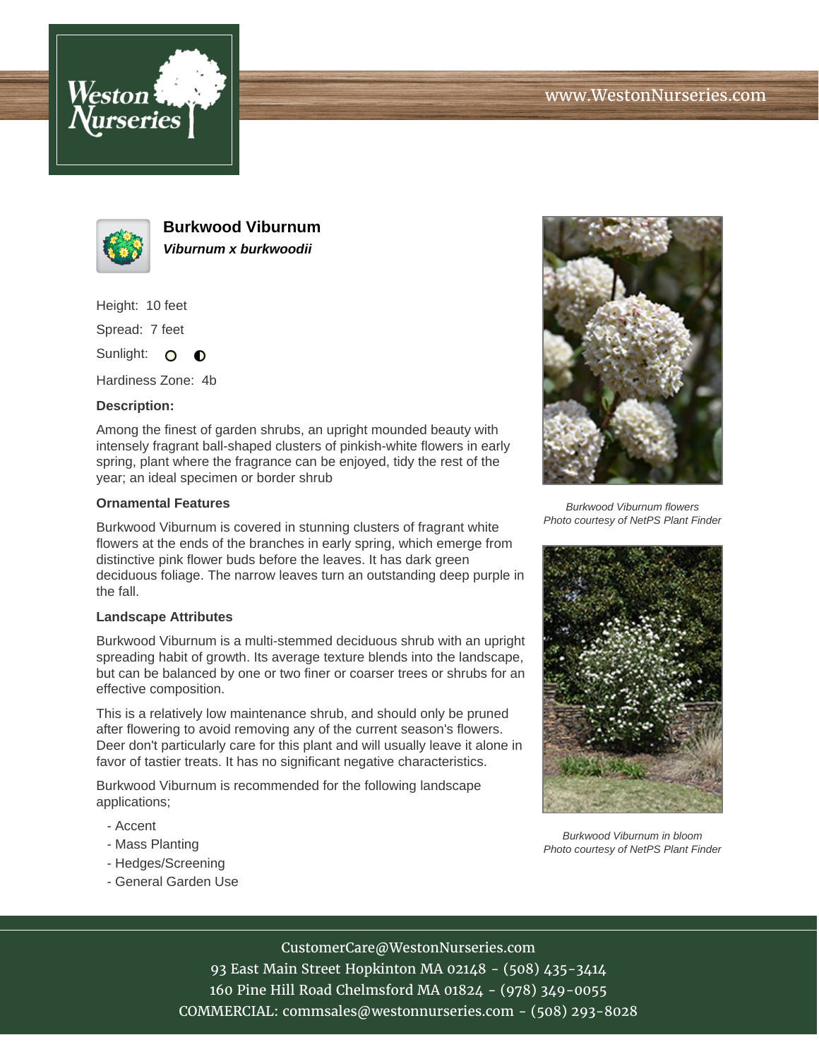# Burkwood Viburnum

***Viburnum x burkwoodii***

Height: 10 feet

Spread: 7 feet

Sunlight:

Hardiness Zone: 4b

**Description:**

Among the finest of garden shrubs, an upright mounded beauty with intensely fragrant ball-shaped clusters of pinkish-white flowers in early spring, plant where the fragrance can be enjoyed, tidy the rest of the year; an ideal specimen or border shrub

### Ornamental Features

Burkwood Viburnum is covered in stunning clusters of fragrant white flowers at the ends of the branches in early spring, which emerge from distinctive pink flower buds before the leaves. It has dark green deciduous foliage. The narrow leaves turn an outstanding deep purple in the fall.

### Landscape Attributes

Burkwood Viburnum is a multi-stemmed deciduous shrub with an upright spreading habit of growth. Its average texture blends into the landscape, but can be balanced by one or two finer or coarser trees or shrubs for an effective composition.

This is a relatively low maintenance shrub, and should only be pruned after flowering to avoid removing any of the current season's flowers. Deer don't particularly care for this plant and will usually leave it alone in favor of tastier treats. It has no significant negative characteristics.

Burkwood Viburnum is recommended for the following landscape applications;

- Accent
- Mass Planting
- Hedges/Screening
- General Garden Use

*Burkwood Viburnum flowers*
*Photo courtesy of NetPS Plant Finder*

*Burkwood Viburnum in bloom*
*Photo courtesy of NetPS Plant Finder*

CustomerCare@WestonNurseries.com
93 East Main Street Hopkinton MA 02148 - (508) 435-3414
160 Pine Hill Road Chelmsford MA 01824 - (978) 349-0055
COMMERCIAL: commsales@westonnurseries.com - (508) 293-8028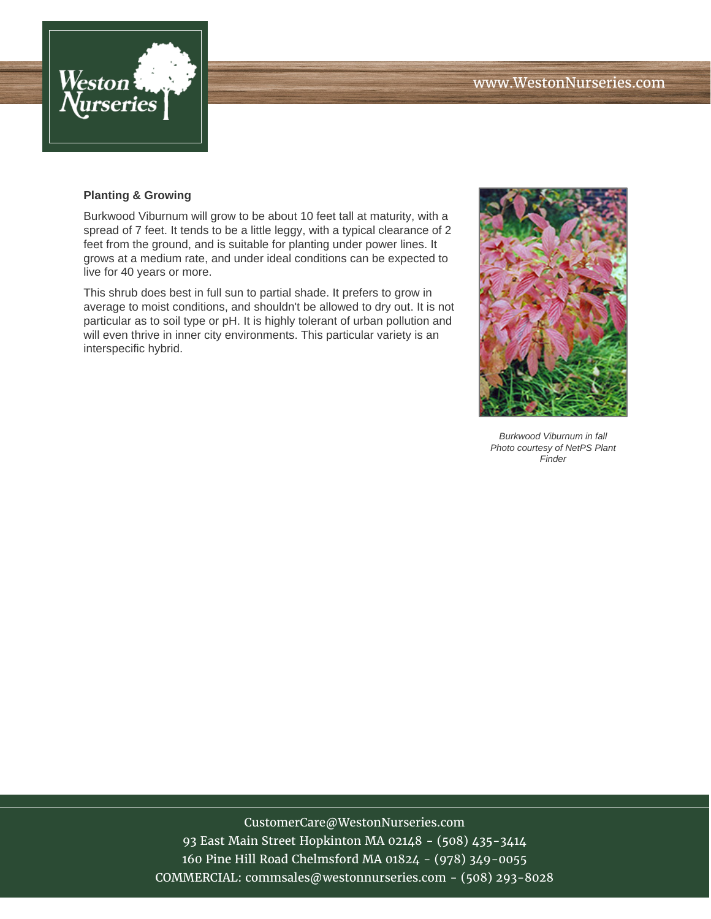**Planting & Growing**

Burkwood Viburnum will grow to be about 10 feet tall at maturity, with a spread of 7 feet. It tends to be a little leggy, with a typical clearance of 2 feet from the ground, and is suitable for planting under power lines. It grows at a medium rate, and under ideal conditions can be expected to live for 40 years or more.

This shrub does best in full sun to partial shade. It prefers to grow in average to moist conditions, and shouldn't be allowed to dry out. It is not particular as to soil type or pH. It is highly tolerant of urban pollution and will even thrive in inner city environments. This particular variety is an interspecific hybrid.

*Burkwood Viburnum in fall*
*Photo courtesy of NetPS Plant Finder*